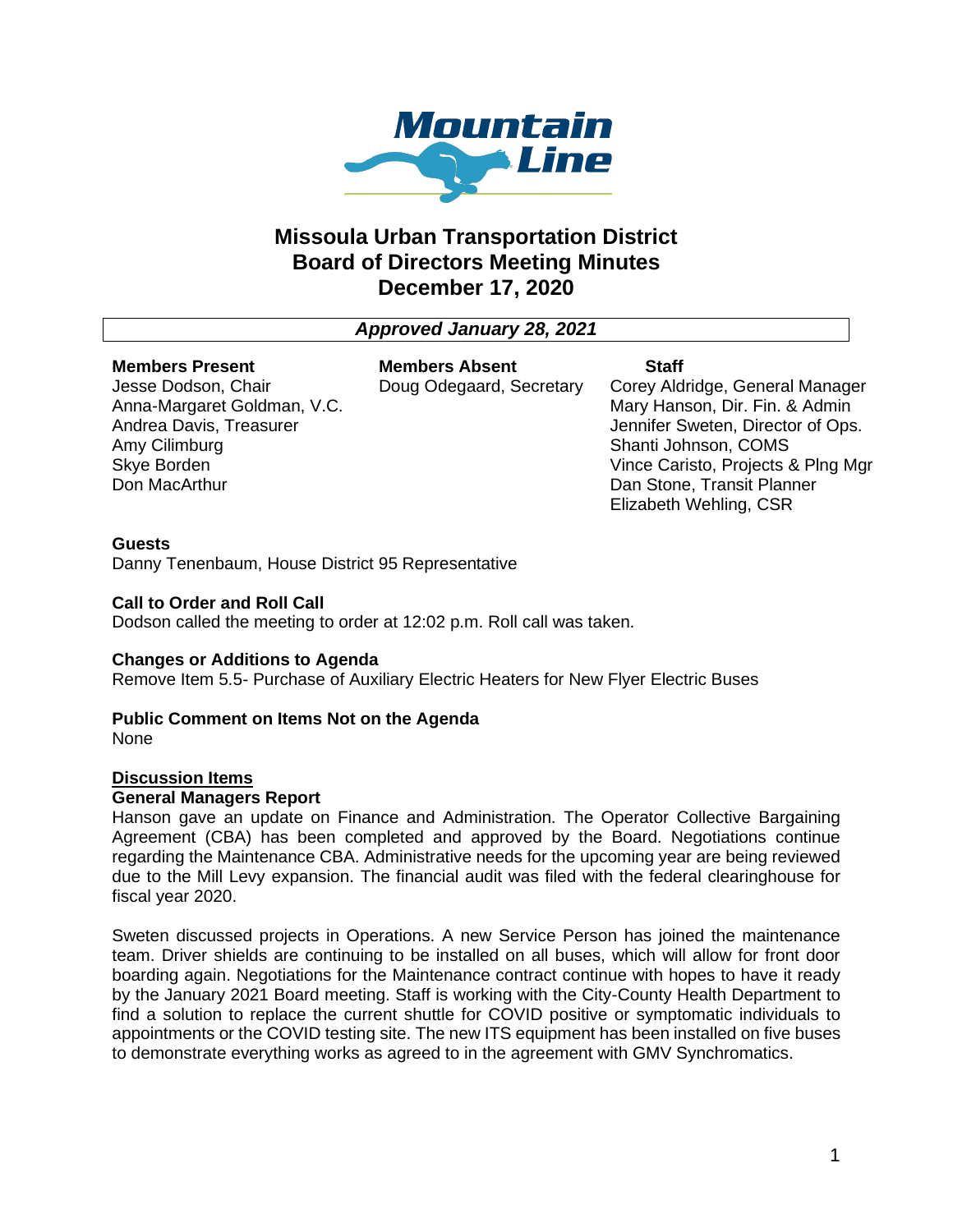# Missoula Urban Transportation District
# Board of Directors Meeting Minutes
# December 17, 2020

*Approved January 28, 2021*

| Members Present | Members Absent | Staff |
| --- | --- | --- |
| Jesse Dodson, Chair | Doug Odegaard, Secretary | Corey Aldridge, General Manager |
| Anna-Margaret Goldman, V.C. | | Mary Hanson, Dir. Fin. & Admin |
| Andrea Davis, Treasurer | | Jennifer Sweten, Director of Ops. |
| Amy Cilimburg | | Shanti Johnson, COMS |
| Skye Borden | | Vince Caristo, Projects & Plng Mgr |
| Don MacArthur | | Dan Stone, Transit Planner |
| | | Elizabeth Wehling, CSR |

**Guests**
Danny Tenenbaum, House District 95 Representative

**Call to Order and Roll Call**
Dodson called the meeting to order at 12:02 p.m. Roll call was taken.

**Changes or Additions to Agenda**
Remove Item 5.5- Purchase of Auxiliary Electric Heaters for New Flyer Electric Buses

**Public Comment on Items Not on the Agenda**
None

**Discussion Items**

**General Managers Report**
Hanson gave an update on Finance and Administration. The Operator Collective Bargaining Agreement (CBA) has been completed and approved by the Board. Negotiations continue regarding the Maintenance CBA. Administrative needs for the upcoming year are being reviewed due to the Mill Levy expansion. The financial audit was filed with the federal clearinghouse for fiscal year 2020.

Sweten discussed projects in Operations. A new Service Person has joined the maintenance team. Driver shields are continuing to be installed on all buses, which will allow for front door boarding again. Negotiations for the Maintenance contract continue with hopes to have it ready by the January 2021 Board meeting. Staff is working with the City-County Health Department to find a solution to replace the current shuttle for COVID positive or symptomatic individuals to appointments or the COVID testing site. The new ITS equipment has been installed on five buses to demonstrate everything works as agreed to in the agreement with GMV Synchromatics.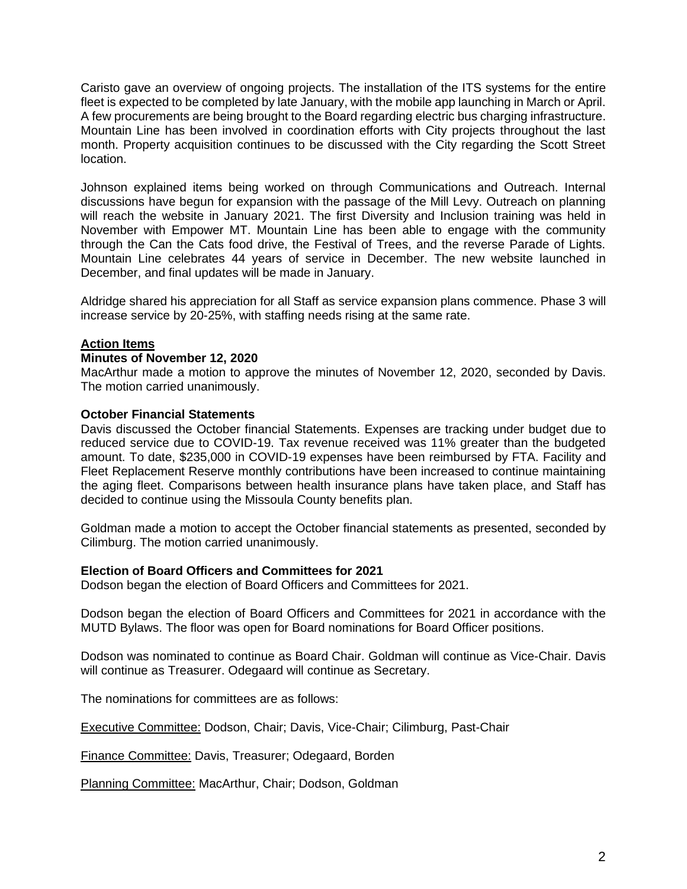Caristo gave an overview of ongoing projects. The installation of the ITS systems for the entire fleet is expected to be completed by late January, with the mobile app launching in March or April. A few procurements are being brought to the Board regarding electric bus charging infrastructure. Mountain Line has been involved in coordination efforts with City projects throughout the last month. Property acquisition continues to be discussed with the City regarding the Scott Street location.

Johnson explained items being worked on through Communications and Outreach. Internal discussions have begun for expansion with the passage of the Mill Levy. Outreach on planning will reach the website in January 2021. The first Diversity and Inclusion training was held in November with Empower MT. Mountain Line has been able to engage with the community through the Can the Cats food drive, the Festival of Trees, and the reverse Parade of Lights. Mountain Line celebrates 44 years of service in December. The new website launched in December, and final updates will be made in January.

Aldridge shared his appreciation for all Staff as service expansion plans commence. Phase 3 will increase service by 20-25%, with staffing needs rising at the same rate.

**Action Items**

**Minutes of November 12, 2020**

MacArthur made a motion to approve the minutes of November 12, 2020, seconded by Davis. The motion carried unanimously.

**October Financial Statements**

Davis discussed the October financial Statements. Expenses are tracking under budget due to reduced service due to COVID-19. Tax revenue received was 11% greater than the budgeted amount. To date, $235,000 in COVID-19 expenses have been reimbursed by FTA. Facility and Fleet Replacement Reserve monthly contributions have been increased to continue maintaining the aging fleet. Comparisons between health insurance plans have taken place, and Staff has decided to continue using the Missoula County benefits plan.

Goldman made a motion to accept the October financial statements as presented, seconded by Cilimburg. The motion carried unanimously.

**Election of Board Officers and Committees for 2021**

Dodson began the election of Board Officers and Committees for 2021.

Dodson began the election of Board Officers and Committees for 2021 in accordance with the MUTD Bylaws. The floor was open for Board nominations for Board Officer positions.

Dodson was nominated to continue as Board Chair. Goldman will continue as Vice-Chair. Davis will continue as Treasurer. Odegaard will continue as Secretary.

The nominations for committees are as follows:

Executive Committee: Dodson, Chair; Davis, Vice-Chair; Cilimburg, Past-Chair

Finance Committee: Davis, Treasurer; Odegaard, Borden

Planning Committee: MacArthur, Chair; Dodson, Goldman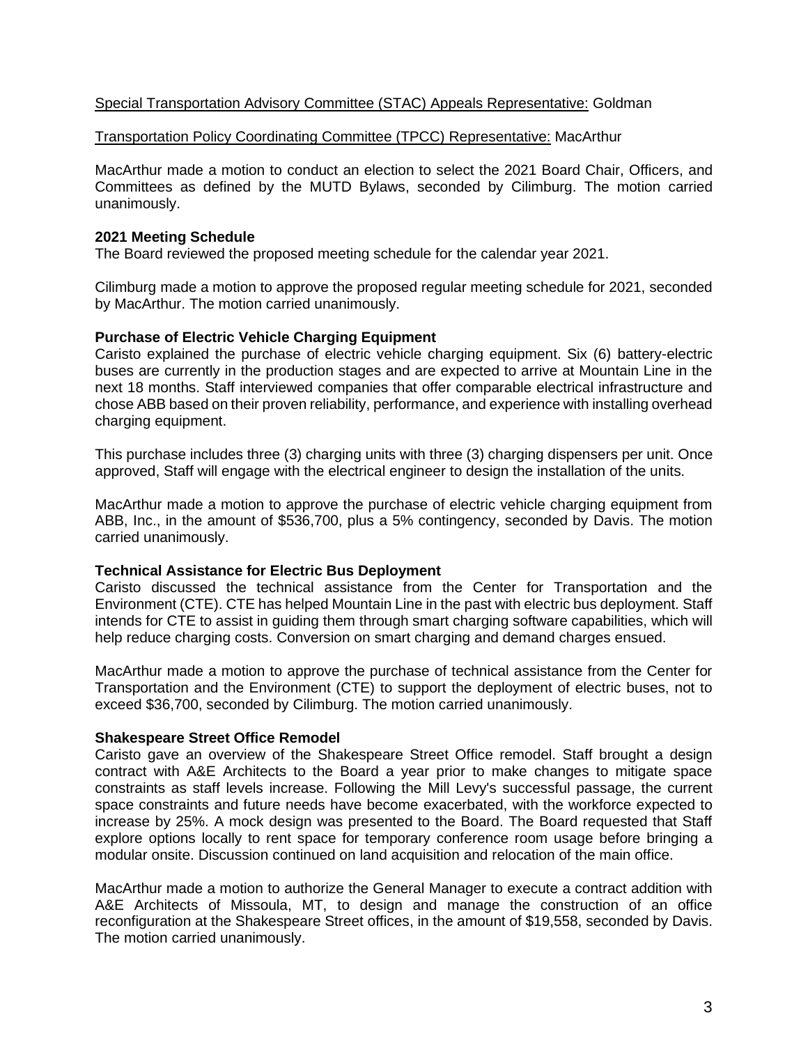<u>Special Transportation Advisory Committee (STAC) Appeals Representative:</u> Goldman

<u>Transportation Policy Coordinating Committee (TPCC) Representative:</u> MacArthur

MacArthur made a motion to conduct an election to select the 2021 Board Chair, Officers, and Committees as defined by the MUTD Bylaws, seconded by Cilimburg. The motion carried unanimously.

**2021 Meeting Schedule**
The Board reviewed the proposed meeting schedule for the calendar year 2021.

Cilimburg made a motion to approve the proposed regular meeting schedule for 2021, seconded by MacArthur. The motion carried unanimously.

**Purchase of Electric Vehicle Charging Equipment**
Caristo explained the purchase of electric vehicle charging equipment. Six (6) battery-electric buses are currently in the production stages and are expected to arrive at Mountain Line in the next 18 months. Staff interviewed companies that offer comparable electrical infrastructure and chose ABB based on their proven reliability, performance, and experience with installing overhead charging equipment.

This purchase includes three (3) charging units with three (3) charging dispensers per unit. Once approved, Staff will engage with the electrical engineer to design the installation of the units.

MacArthur made a motion to approve the purchase of electric vehicle charging equipment from ABB, Inc., in the amount of $536,700, plus a 5% contingency, seconded by Davis. The motion carried unanimously.

**Technical Assistance for Electric Bus Deployment**
Caristo discussed the technical assistance from the Center for Transportation and the Environment (CTE). CTE has helped Mountain Line in the past with electric bus deployment. Staff intends for CTE to assist in guiding them through smart charging software capabilities, which will help reduce charging costs. Conversion on smart charging and demand charges ensued.

MacArthur made a motion to approve the purchase of technical assistance from the Center for Transportation and the Environment (CTE) to support the deployment of electric buses, not to exceed $36,700, seconded by Cilimburg. The motion carried unanimously.

**Shakespeare Street Office Remodel**
Caristo gave an overview of the Shakespeare Street Office remodel. Staff brought a design contract with A&E Architects to the Board a year prior to make changes to mitigate space constraints as staff levels increase. Following the Mill Levy's successful passage, the current space constraints and future needs have become exacerbated, with the workforce expected to increase by 25%. A mock design was presented to the Board. The Board requested that Staff explore options locally to rent space for temporary conference room usage before bringing a modular onsite. Discussion continued on land acquisition and relocation of the main office.

MacArthur made a motion to authorize the General Manager to execute a contract addition with A&E Architects of Missoula, MT, to design and manage the construction of an office reconfiguration at the Shakespeare Street offices, in the amount of $19,558, seconded by Davis. The motion carried unanimously.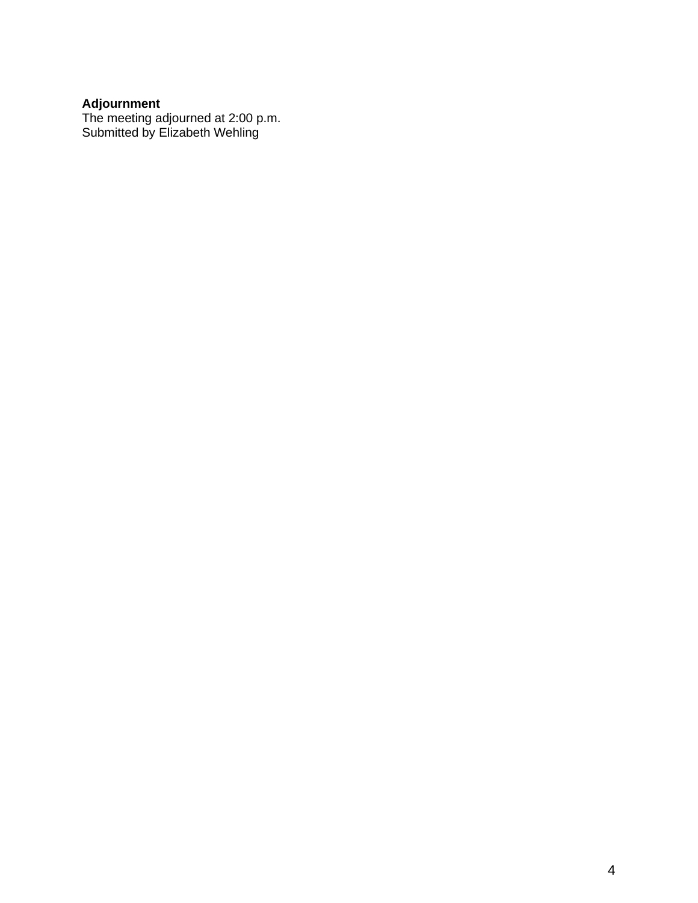**Adjournment**
The meeting adjourned at 2:00 p.m.
Submitted by Elizabeth Wehling